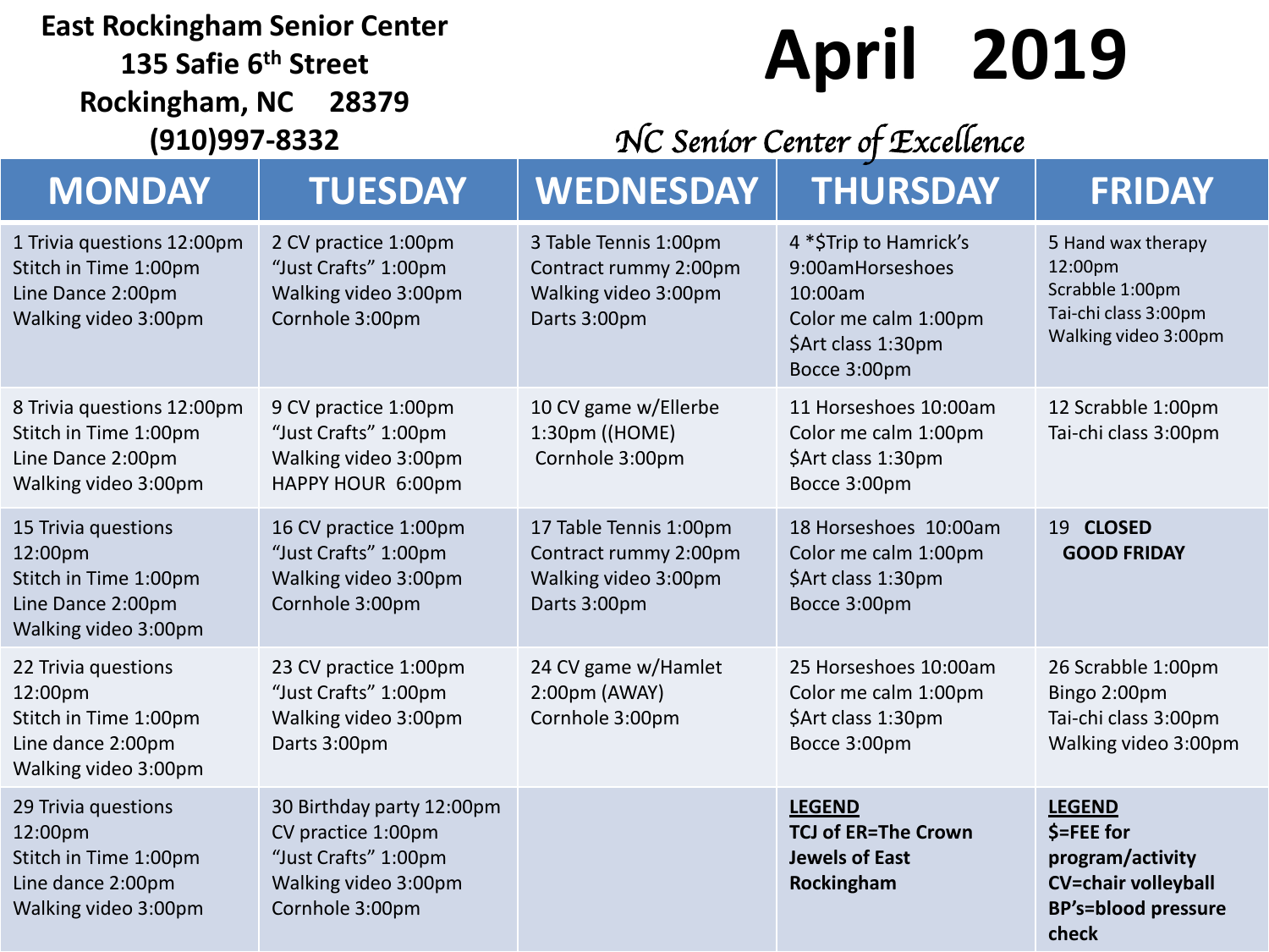**East Rockingham Senior Center**
**135 Safie 6th Street**
**Rockingham, NC 28379**
**(910)997-8332**

# April 2019

*NC Senior Center of Excellence*

| MONDAY | TUESDAY | WEDNESDAY | THURSDAY | FRIDAY |
|---|---|---|---|---|
| 1 Trivia questions 12:00pm<br>Stitch in Time 1:00pm<br>Line Dance 2:00pm<br>Walking video 3:00pm | 2 CV practice 1:00pm<br>"Just Crafts" 1:00pm<br>Walking video 3:00pm<br>Cornhole 3:00pm | 3 Table Tennis 1:00pm<br>Contract rummy 2:00pm<br>Walking video 3:00pm<br>Darts 3:00pm | 4 *$Trip to Hamrick's 9:00amHorseshoes 10:00am<br>Color me calm 1:00pm<br>$Art class 1:30pm<br>Bocce 3:00pm | 5 Hand wax therapy 12:00pm<br>Scrabble 1:00pm<br>Tai-chi class 3:00pm<br>Walking video 3:00pm |
| 8 Trivia questions 12:00pm<br>Stitch in Time 1:00pm<br>Line Dance 2:00pm<br>Walking video 3:00pm | 9 CV practice 1:00pm<br>"Just Crafts" 1:00pm<br>Walking video 3:00pm<br>HAPPY HOUR 6:00pm | 10 CV game w/Ellerbe 1:30pm ((HOME)<br>Cornhole 3:00pm | 11 Horseshoes 10:00am<br>Color me calm 1:00pm<br>$Art class 1:30pm<br>Bocce 3:00pm | 12 Scrabble 1:00pm<br>Tai-chi class 3:00pm |
| 15 Trivia questions 12:00pm<br>Stitch in Time 1:00pm<br>Line Dance 2:00pm<br>Walking video 3:00pm | 16 CV practice 1:00pm<br>"Just Crafts" 1:00pm<br>Walking video 3:00pm<br>Cornhole 3:00pm | 17 Table Tennis 1:00pm<br>Contract rummy 2:00pm<br>Walking video 3:00pm<br>Darts 3:00pm | 18 Horseshoes 10:00am<br>Color me calm 1:00pm<br>$Art class 1:30pm<br>Bocce 3:00pm | 19 **CLOSED**<br>**GOOD FRIDAY** |
| 22 Trivia questions 12:00pm<br>Stitch in Time 1:00pm<br>Line dance 2:00pm<br>Walking video 3:00pm | 23 CV practice 1:00pm<br>"Just Crafts" 1:00pm<br>Walking video 3:00pm<br>Darts 3:00pm | 24 CV game w/Hamlet 2:00pm (AWAY)<br>Cornhole 3:00pm | 25 Horseshoes 10:00am<br>Color me calm 1:00pm<br>$Art class 1:30pm<br>Bocce 3:00pm | 26 Scrabble 1:00pm<br>Bingo 2:00pm<br>Tai-chi class 3:00pm<br>Walking video 3:00pm |
| 29 Trivia questions 12:00pm<br>Stitch in Time 1:00pm<br>Line dance 2:00pm<br>Walking video 3:00pm | 30 Birthday party 12:00pm<br>CV practice 1:00pm<br>"Just Crafts" 1:00pm<br>Walking video 3:00pm<br>Cornhole 3:00pm | | **LEGEND**<br>**TCJ of ER=The Crown Jewels of East Rockingham** | **LEGEND**<br>**$=FEE for program/activity**<br>**CV=chair volleyball**<br>**BP's=blood pressure check** |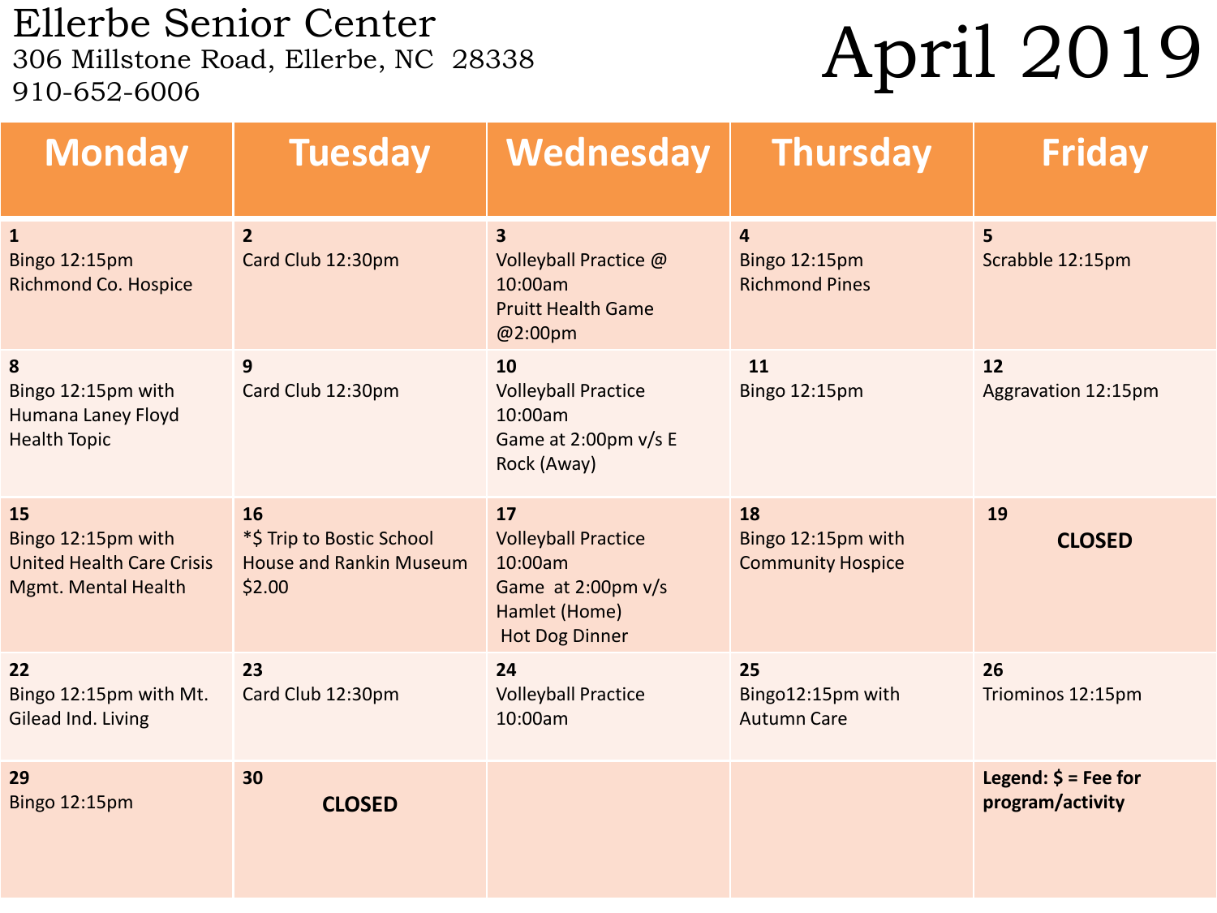# Ellerbe Senior Center

306 Millstone Road, Ellerbe, NC 28338

910-652-6006

# April 2019

| Monday | Tuesday | Wednesday | Thursday | Friday |
|---|---|---|---|---|
| **1**<br>Bingo 12:15pm<br>Richmond Co. Hospice | **2**<br>Card Club 12:30pm | **3**<br>Volleyball Practice @ 10:00am<br>Pruitt Health Game @2:00pm | **4**<br>Bingo 12:15pm<br>Richmond Pines | **5**<br>Scrabble 12:15pm |
| **8**<br>Bingo 12:15pm with Humana Laney Floyd Health Topic | **9**<br>Card Club 12:30pm | **10**<br>Volleyball Practice 10:00am<br>Game at 2:00pm v/s E Rock (Away) | **11**<br>Bingo 12:15pm | **12**<br>Aggravation 12:15pm |
| **15**<br>Bingo 12:15pm with United Health Care Crisis Mgmt. Mental Health | **16**<br>*$ Trip to Bostic School House and Rankin Museum $2.00 | **17**<br>Volleyball Practice 10:00am<br>Game at 2:00pm v/s Hamlet (Home)<br>Hot Dog Dinner | **18**<br>Bingo 12:15pm with Community Hospice | **19**<br>**CLOSED** |
| **22**<br>Bingo 12:15pm with Mt. Gilead Ind. Living | **23**<br>Card Club 12:30pm | **24**<br>Volleyball Practice 10:00am | **25**<br>Bingo12:15pm with Autumn Care | **26**<br>Triominos 12:15pm |
| **29**<br>Bingo 12:15pm | **30**<br>**CLOSED** | | | **Legend: $ = Fee for program/activity** |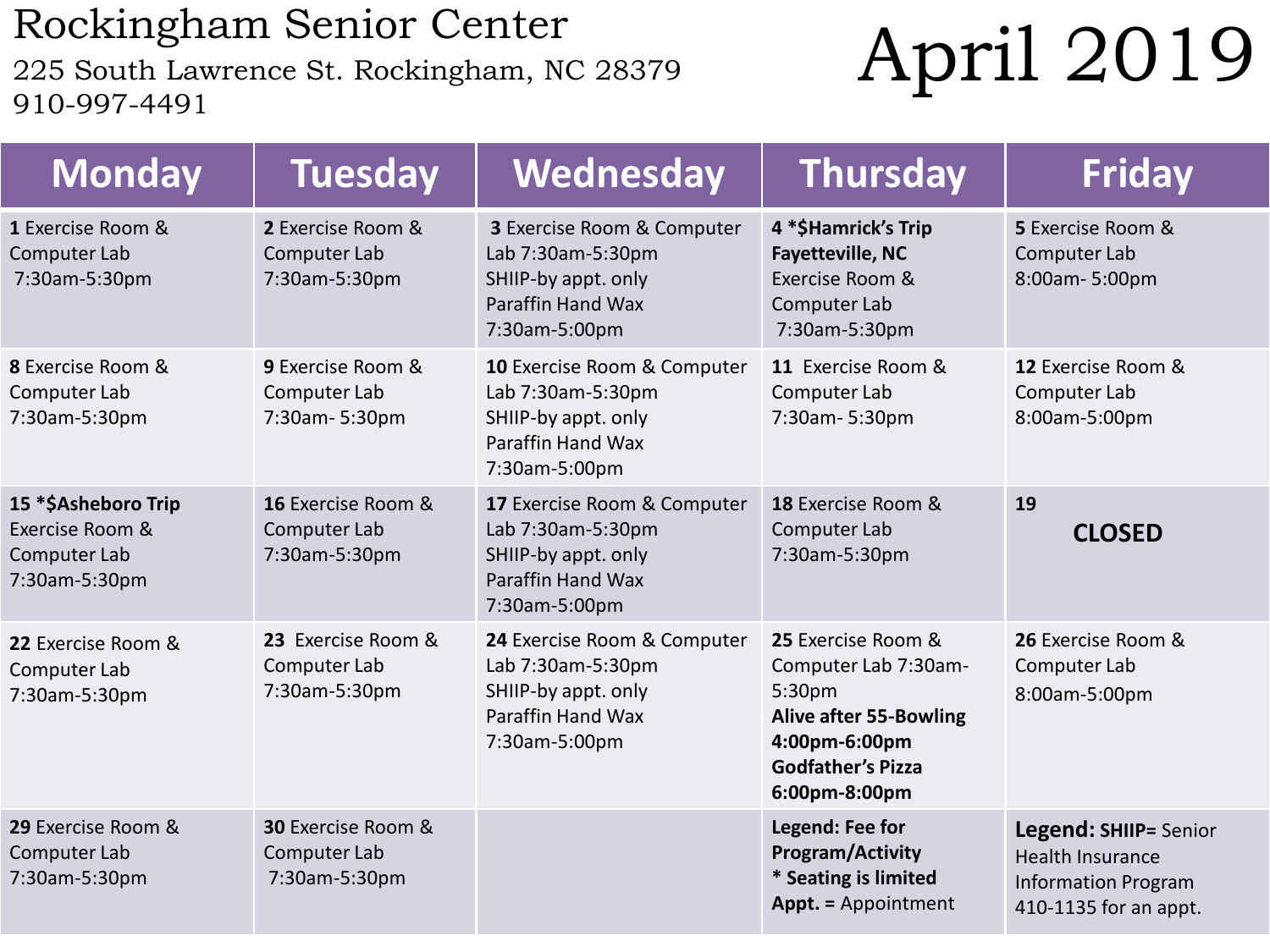# Rockingham Senior Center

225 South Lawrence St. Rockingham, NC 28379
910-997-4491

# April 2019

| Monday | Tuesday | Wednesday | Thursday | Friday |
| --- | --- | --- | --- | --- |
| **1** Exercise Room & Computer Lab 7:30am-5:30pm | **2** Exercise Room & Computer Lab 7:30am-5:30pm | **3** Exercise Room & Computer Lab 7:30am-5:30pm SHIIP-by appt. only Paraffin Hand Wax 7:30am-5:00pm | **4 *$Hamrick's Trip Fayetteville, NC** Exercise Room & Computer Lab 7:30am-5:30pm | **5** Exercise Room & Computer Lab 8:00am- 5:00pm |
| **8** Exercise Room & Computer Lab 7:30am-5:30pm | **9** Exercise Room & Computer Lab 7:30am- 5:30pm | **10** Exercise Room & Computer Lab 7:30am-5:30pm SHIIP-by appt. only Paraffin Hand Wax 7:30am-5:00pm | **11** Exercise Room & Computer Lab 7:30am- 5:30pm | **12** Exercise Room & Computer Lab 8:00am-5:00pm |
| **15 *$Asheboro Trip** Exercise Room & Computer Lab 7:30am-5:30pm | **16** Exercise Room & Computer Lab 7:30am-5:30pm | **17** Exercise Room & Computer Lab 7:30am-5:30pm SHIIP-by appt. only Paraffin Hand Wax 7:30am-5:00pm | **18** Exercise Room & Computer Lab 7:30am-5:30pm | **19** **CLOSED** |
| **22** Exercise Room & Computer Lab 7:30am-5:30pm | **23** Exercise Room & Computer Lab 7:30am-5:30pm | **24** Exercise Room & Computer Lab 7:30am-5:30pm SHIIP-by appt. only Paraffin Hand Wax 7:30am-5:00pm | **25** Exercise Room & Computer Lab 7:30am-5:30pm **Alive after 55-Bowling 4:00pm-6:00pm Godfather's Pizza 6:00pm-8:00pm** | **26** Exercise Room & Computer Lab 8:00am-5:00pm |
| **29** Exercise Room & Computer Lab 7:30am-5:30pm | **30** Exercise Room & Computer Lab 7:30am-5:30pm | | **Legend: Fee for Program/Activity** **\* Seating is limited** **Appt.** = Appointment | **Legend: SHIIP=** Senior Health Insurance Information Program 410-1135 for an appt. |